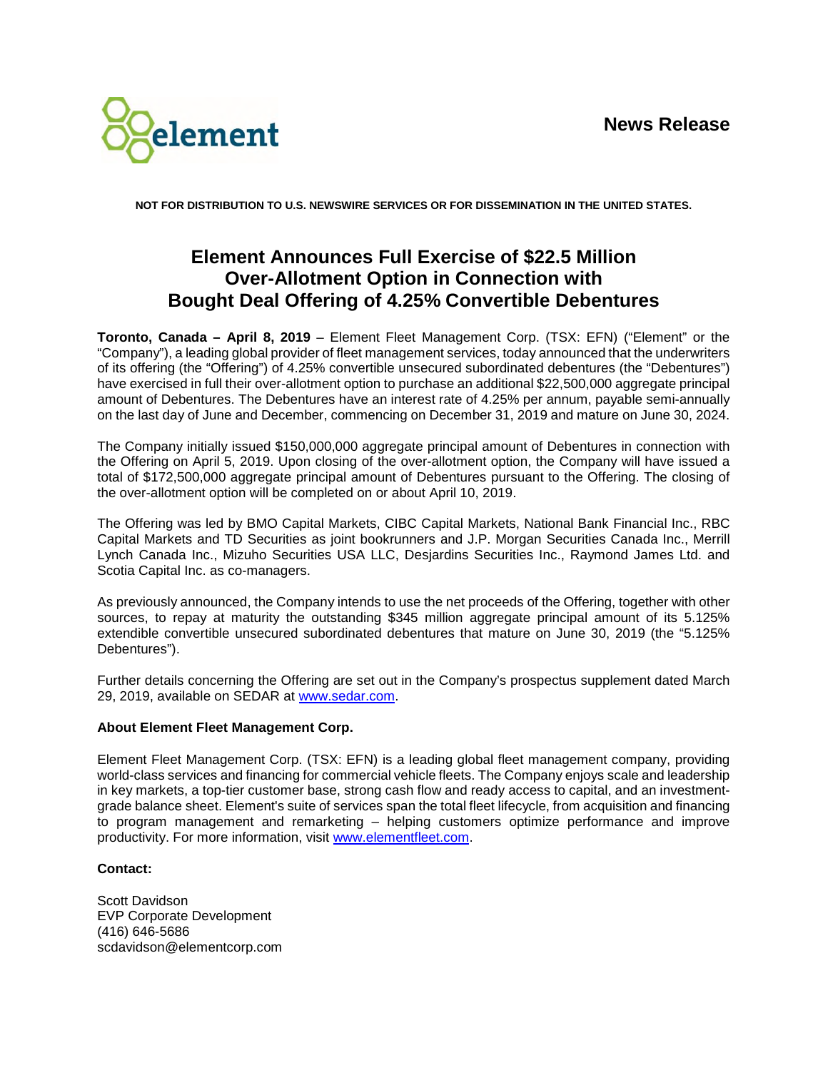element

**News Release**

**NOT FOR DISTRIBUTION TO U.S. NEWSWIRE SERVICES OR FOR DISSEMINATION IN THE UNITED STATES.**

# Element Announces Full Exercise of $22.5 Million Over-Allotment Option in Connection with Bought Deal Offering of 4.25% Convertible Debentures

**Toronto, Canada – April 8, 2019** – Element Fleet Management Corp. (TSX: EFN) ("Element" or the "Company"), a leading global provider of fleet management services, today announced that the underwriters of its offering (the "Offering") of 4.25% convertible unsecured subordinated debentures (the "Debentures") have exercised in full their over-allotment option to purchase an additional $22,500,000 aggregate principal amount of Debentures. The Debentures have an interest rate of 4.25% per annum, payable semi-annually on the last day of June and December, commencing on December 31, 2019 and mature on June 30, 2024.

The Company initially issued $150,000,000 aggregate principal amount of Debentures in connection with the Offering on April 5, 2019. Upon closing of the over-allotment option, the Company will have issued a total of $172,500,000 aggregate principal amount of Debentures pursuant to the Offering. The closing of the over-allotment option will be completed on or about April 10, 2019.

The Offering was led by BMO Capital Markets, CIBC Capital Markets, National Bank Financial Inc., RBC Capital Markets and TD Securities as joint bookrunners and J.P. Morgan Securities Canada Inc., Merrill Lynch Canada Inc., Mizuho Securities USA LLC, Desjardins Securities Inc., Raymond James Ltd. and Scotia Capital Inc. as co-managers.

As previously announced, the Company intends to use the net proceeds of the Offering, together with other sources, to repay at maturity the outstanding $345 million aggregate principal amount of its 5.125% extendible convertible unsecured subordinated debentures that mature on June 30, 2019 (the "5.125% Debentures").

Further details concerning the Offering are set out in the Company's prospectus supplement dated March 29, 2019, available on SEDAR at www.sedar.com.

**About Element Fleet Management Corp.**

Element Fleet Management Corp. (TSX: EFN) is a leading global fleet management company, providing world-class services and financing for commercial vehicle fleets. The Company enjoys scale and leadership in key markets, a top-tier customer base, strong cash flow and ready access to capital, and an investment-grade balance sheet. Element's suite of services span the total fleet lifecycle, from acquisition and financing to program management and remarketing – helping customers optimize performance and improve productivity. For more information, visit www.elementfleet.com.

**Contact:**

Scott Davidson
EVP Corporate Development
(416) 646-5686
scdavidson@elementcorp.com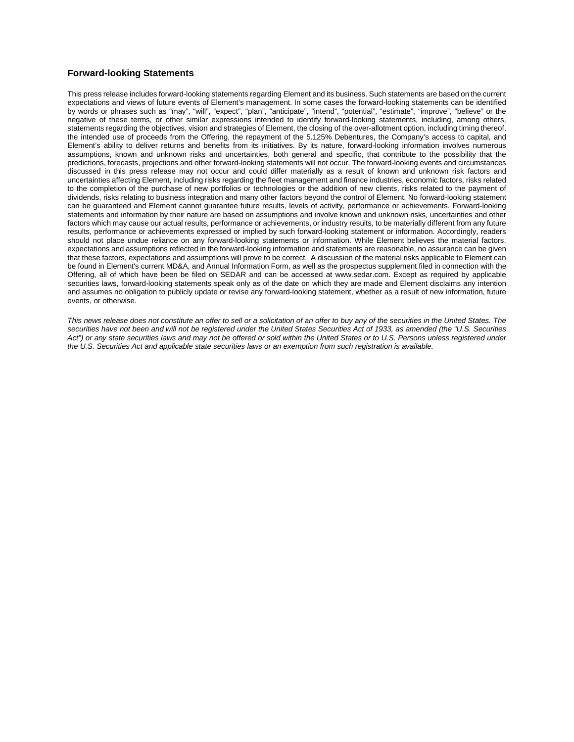## Forward-looking Statements

This press release includes forward-looking statements regarding Element and its business. Such statements are based on the current expectations and views of future events of Element's management. In some cases the forward-looking statements can be identified by words or phrases such as "may", "will", "expect", "plan", "anticipate", "intend", "potential", "estimate", "improve", "believe" or the negative of these terms, or other similar expressions intended to identify forward-looking statements, including, among others, statements regarding the objectives, vision and strategies of Element, the closing of the over-allotment option, including timing thereof, the intended use of proceeds from the Offering, the repayment of the 5.125% Debentures, the Company's access to capital, and Element's ability to deliver returns and benefits from its initiatives. By its nature, forward-looking information involves numerous assumptions, known and unknown risks and uncertainties, both general and specific, that contribute to the possibility that the predictions, forecasts, projections and other forward-looking statements will not occur. The forward-looking events and circumstances discussed in this press release may not occur and could differ materially as a result of known and unknown risk factors and uncertainties affecting Element, including risks regarding the fleet management and finance industries, economic factors, risks related to the completion of the purchase of new portfolios or technologies or the addition of new clients, risks related to the payment of dividends, risks relating to business integration and many other factors beyond the control of Element. No forward-looking statement can be guaranteed and Element cannot guarantee future results, levels of activity, performance or achievements. Forward-looking statements and information by their nature are based on assumptions and involve known and unknown risks, uncertainties and other factors which may cause our actual results, performance or achievements, or industry results, to be materially different from any future results, performance or achievements expressed or implied by such forward-looking statement or information. Accordingly, readers should not place undue reliance on any forward-looking statements or information. While Element believes the material factors, expectations and assumptions reflected in the forward-looking information and statements are reasonable, no assurance can be given that these factors, expectations and assumptions will prove to be correct. A discussion of the material risks applicable to Element can be found in Element's current MD&A, and Annual Information Form, as well as the prospectus supplement filed in connection with the Offering, all of which have been be filed on SEDAR and can be accessed at www.sedar.com. Except as required by applicable securities laws, forward-looking statements speak only as of the date on which they are made and Element disclaims any intention and assumes no obligation to publicly update or revise any forward-looking statement, whether as a result of new information, future events, or otherwise.

*This news release does not constitute an offer to sell or a solicitation of an offer to buy any of the securities in the United States. The securities have not been and will not be registered under the United States Securities Act of 1933, as amended (the "U.S. Securities Act") or any state securities laws and may not be offered or sold within the United States or to U.S. Persons unless registered under the U.S. Securities Act and applicable state securities laws or an exemption from such registration is available.*